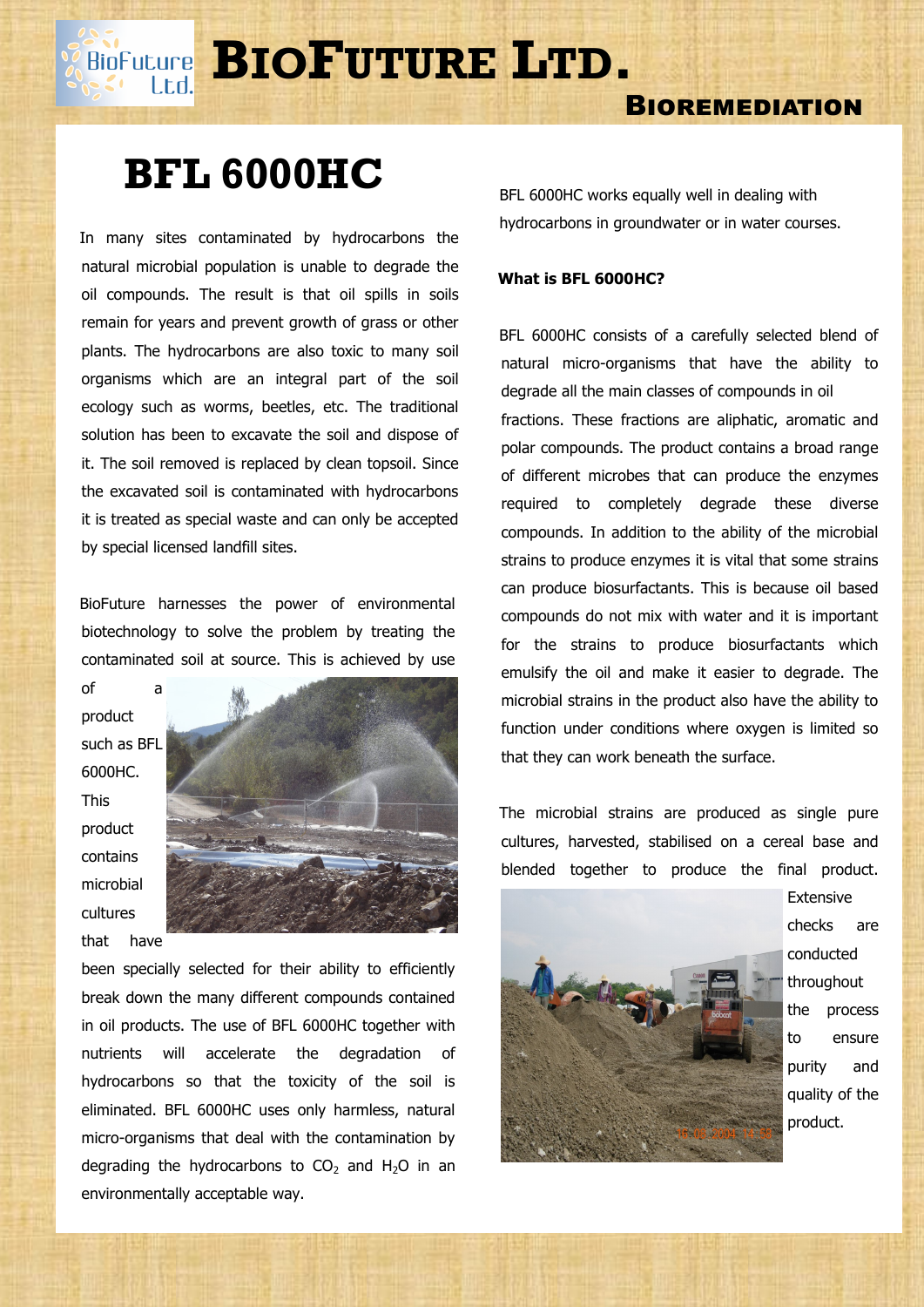# BIOFUTURE LTD.

## BIOREMEDIATION

# BFL 6000HC

In many sites contaminated by hydrocarbons the natural microbial population is unable to degrade the oil compounds. The result is that oil spills in soils remain for years and prevent growth of grass or other plants. The hydrocarbons are also toxic to many soil organisms which are an integral part of the soil ecology such as worms, beetles, etc. The traditional solution has been to excavate the soil and dispose of it. The soil removed is replaced by clean topsoil. Since the excavated soil is contaminated with hydrocarbons it is treated as special waste and can only be accepted by special licensed landfill sites.

BioFuture harnesses the power of environmental biotechnology to solve the problem by treating the contaminated soil at source. This is achieved by use of a product such as BFL 6000HC. This product contains microbial cultures that have been specially selected for their ability to efficiently break down the many different compounds contained in oil products. The use of BFL 6000HC together with nutrients will accelerate the degradation of hydrocarbons so that the toxicity of the soil is eliminated. BFL 6000HC uses only harmless, natural micro-organisms that deal with the contamination by degrading the hydrocarbons to $CO_2$ and $H_2O$ in an environmentally acceptable way.

BFL 6000HC works equally well in dealing with hydrocarbons in groundwater or in water courses.

**What is BFL 6000HC?**

BFL 6000HC consists of a carefully selected blend of natural micro-organisms that have the ability to degrade all the main classes of compounds in oil fractions. These fractions are aliphatic, aromatic and polar compounds. The product contains a broad range of different microbes that can produce the enzymes required to completely degrade these diverse compounds. In addition to the ability of the microbial strains to produce enzymes it is vital that some strains can produce biosurfactants. This is because oil based compounds do not mix with water and it is important for the strains to produce biosurfactants which emulsify the oil and make it easier to degrade. The microbial strains in the product also have the ability to function under conditions where oxygen is limited so that they can work beneath the surface.

The microbial strains are produced as single pure cultures, harvested, stabilised on a cereal base and blended together to produce the final product. Extensive checks are conducted throughout the process to ensure purity and quality of the product.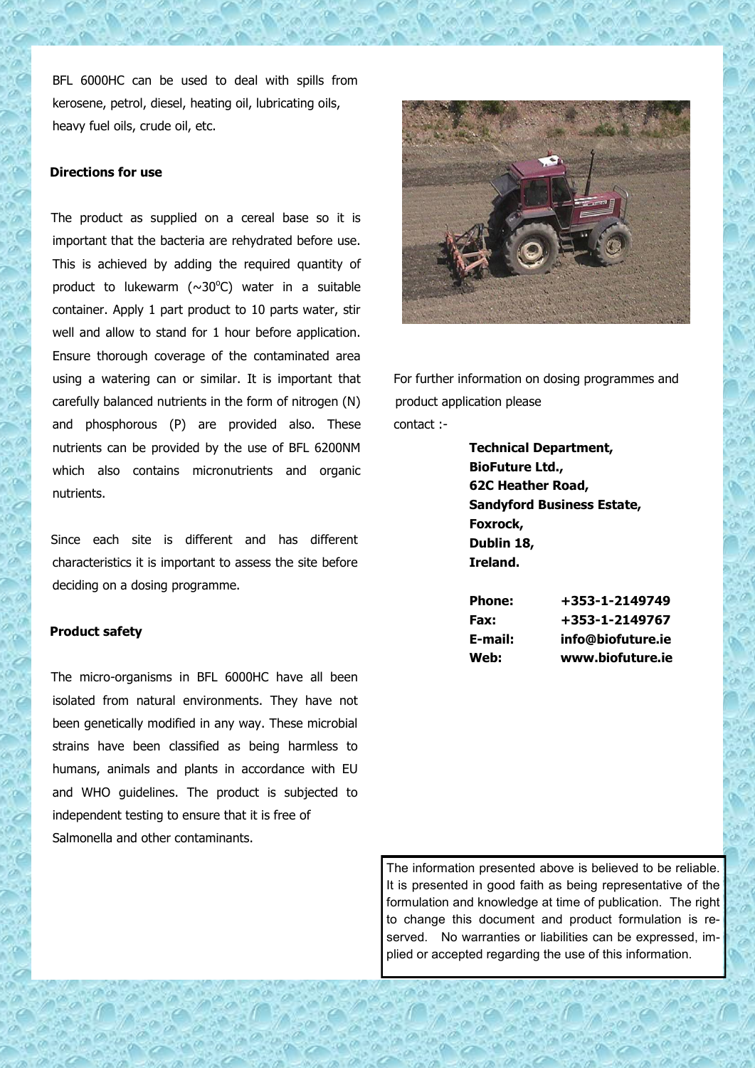BFL 6000HC can be used to deal with spills from kerosene, petrol, diesel, heating oil, lubricating oils, heavy fuel oils, crude oil, etc.

**Directions for use**

The product as supplied on a cereal base so it is important that the bacteria are rehydrated before use. This is achieved by adding the required quantity of product to lukewarm (~30°C) water in a suitable container. Apply 1 part product to 10 parts water, stir well and allow to stand for 1 hour before application. Ensure thorough coverage of the contaminated area using a watering can or similar. It is important that carefully balanced nutrients in the form of nitrogen (N) and phosphorous (P) are provided also. These nutrients can be provided by the use of BFL 6200NM which also contains micronutrients and organic nutrients.

Since each site is different and has different characteristics it is important to assess the site before deciding on a dosing programme.

**Product safety**

The micro-organisms in BFL 6000HC have all been isolated from natural environments. They have not been genetically modified in any way. These microbial strains have been classified as being harmless to humans, animals and plants in accordance with EU and WHO guidelines. The product is subjected to independent testing to ensure that it is free of Salmonella and other contaminants.

For further information on dosing programmes and product application please contact :-

**Technical Department,**
**BioFuture Ltd.,**
**62C Heather Road,**
**Sandyford Business Estate,**
**Foxrock,**
**Dublin 18,**
**Ireland.**

| | |
|---|---|
| **Phone:** | **+353-1-2149749** |
| **Fax:** | **+353-1-2149767** |
| **E-mail:** | **info@biofuture.ie** |
| **Web:** | **www.biofuture.ie** |

The information presented above is believed to be reliable. It is presented in good faith as being representative of the formulation and knowledge at time of publication. The right to change this document and product formulation is reserved. No warranties or liabilities can be expressed, implied or accepted regarding the use of this information.